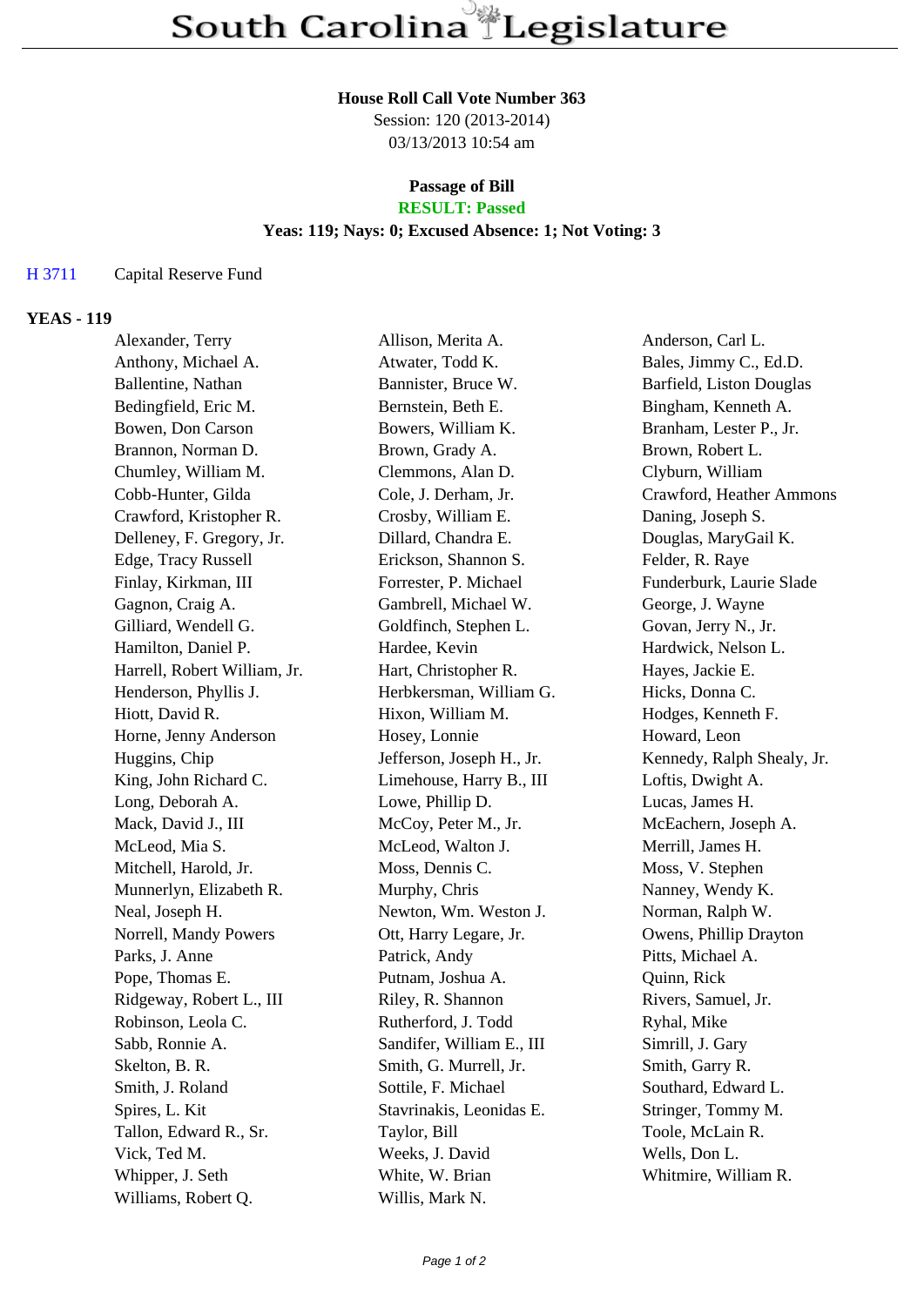# South Carolina Legislature

**House Roll Call Vote Number 363**
Session: 120 (2013-2014)
03/13/2013 10:54 am

**Passage of Bill**
**RESULT: Passed**
**Yeas: 119; Nays: 0; Excused Absence: 1; Not Voting: 3**

H 3711 Capital Reserve Fund

**YEAS - 119**

| | | |
|---|---|---|
| Alexander, Terry | Allison, Merita A. | Anderson, Carl L. |
| Anthony, Michael A. | Atwater, Todd K. | Bales, Jimmy C., Ed.D. |
| Ballentine, Nathan | Bannister, Bruce W. | Barfield, Liston Douglas |
| Bedingfield, Eric M. | Bernstein, Beth E. | Bingham, Kenneth A. |
| Bowen, Don Carson | Bowers, William K. | Branham, Lester P., Jr. |
| Brannon, Norman D. | Brown, Grady A. | Brown, Robert L. |
| Chumley, William M. | Clemmons, Alan D. | Clyburn, William |
| Cobb-Hunter, Gilda | Cole, J. Derham, Jr. | Crawford, Heather Ammons |
| Crawford, Kristopher R. | Crosby, William E. | Daning, Joseph S. |
| Delleney, F. Gregory, Jr. | Dillard, Chandra E. | Douglas, MaryGail K. |
| Edge, Tracy Russell | Erickson, Shannon S. | Felder, R. Raye |
| Finlay, Kirkman, III | Forrester, P. Michael | Funderburk, Laurie Slade |
| Gagnon, Craig A. | Gambrell, Michael W. | George, J. Wayne |
| Gilliard, Wendell G. | Goldfinch, Stephen L. | Govan, Jerry N., Jr. |
| Hamilton, Daniel P. | Hardee, Kevin | Hardwick, Nelson L. |
| Harrell, Robert William, Jr. | Hart, Christopher R. | Hayes, Jackie E. |
| Henderson, Phyllis J. | Herbkersman, William G. | Hicks, Donna C. |
| Hiott, David R. | Hixon, William M. | Hodges, Kenneth F. |
| Horne, Jenny Anderson | Hosey, Lonnie | Howard, Leon |
| Huggins, Chip | Jefferson, Joseph H., Jr. | Kennedy, Ralph Shealy, Jr. |
| King, John Richard C. | Limehouse, Harry B., III | Loftis, Dwight A. |
| Long, Deborah A. | Lowe, Phillip D. | Lucas, James H. |
| Mack, David J., III | McCoy, Peter M., Jr. | McEachern, Joseph A. |
| McLeod, Mia S. | McLeod, Walton J. | Merrill, James H. |
| Mitchell, Harold, Jr. | Moss, Dennis C. | Moss, V. Stephen |
| Munnerlyn, Elizabeth R. | Murphy, Chris | Nanney, Wendy K. |
| Neal, Joseph H. | Newton, Wm. Weston J. | Norman, Ralph W. |
| Norrell, Mandy Powers | Ott, Harry Legare, Jr. | Owens, Phillip Drayton |
| Parks, J. Anne | Patrick, Andy | Pitts, Michael A. |
| Pope, Thomas E. | Putnam, Joshua A. | Quinn, Rick |
| Ridgeway, Robert L., III | Riley, R. Shannon | Rivers, Samuel, Jr. |
| Robinson, Leola C. | Rutherford, J. Todd | Ryhal, Mike |
| Sabb, Ronnie A. | Sandifer, William E., III | Simrill, J. Gary |
| Skelton, B. R. | Smith, G. Murrell, Jr. | Smith, Garry R. |
| Smith, J. Roland | Sottile, F. Michael | Southard, Edward L. |
| Spires, L. Kit | Stavrinakis, Leonidas E. | Stringer, Tommy M. |
| Tallon, Edward R., Sr. | Taylor, Bill | Toole, McLain R. |
| Vick, Ted M. | Weeks, J. David | Wells, Don L. |
| Whipper, J. Seth | White, W. Brian | Whitmire, William R. |
| Williams, Robert Q. | Willis, Mark N. | |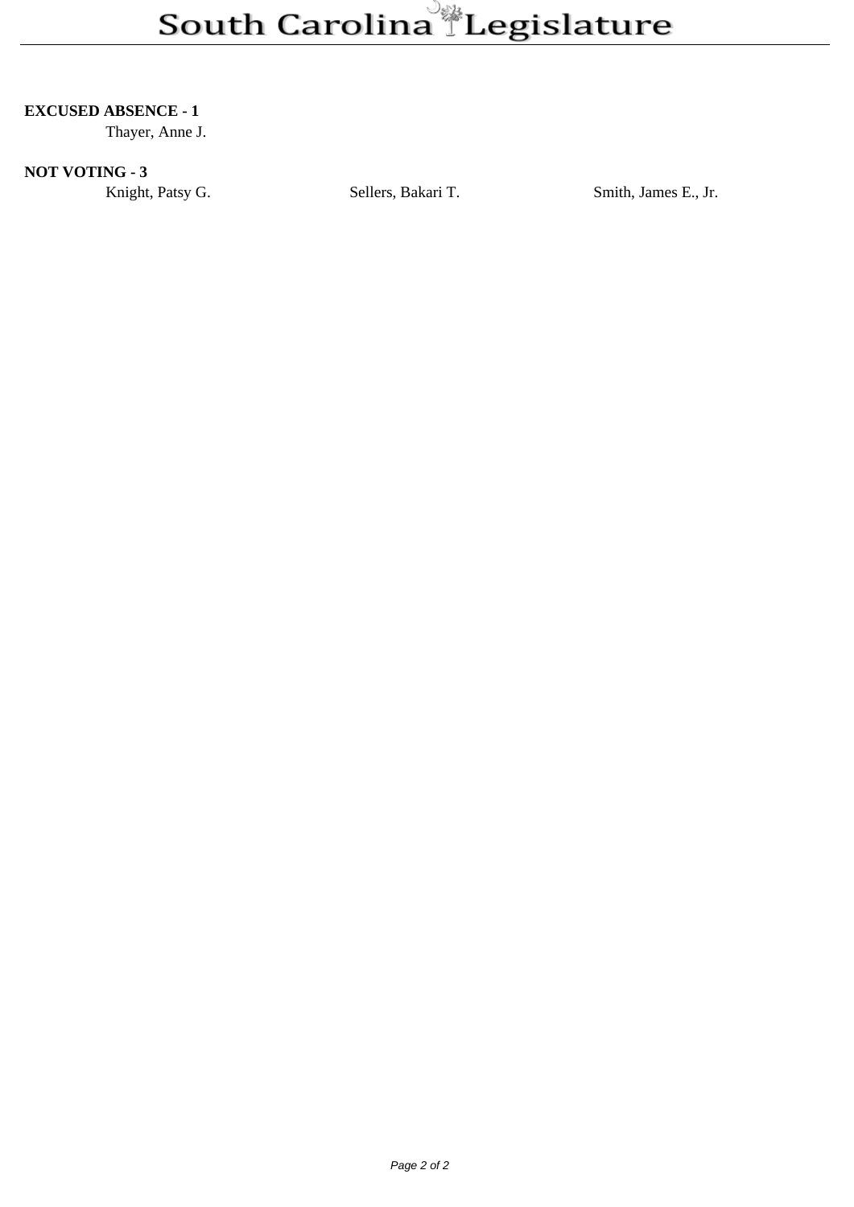**EXCUSED ABSENCE - 1**

Thayer, Anne J.

**NOT VOTING - 3**

Knight, Patsy G. Sellers, Bakari T. Smith, James E., Jr.